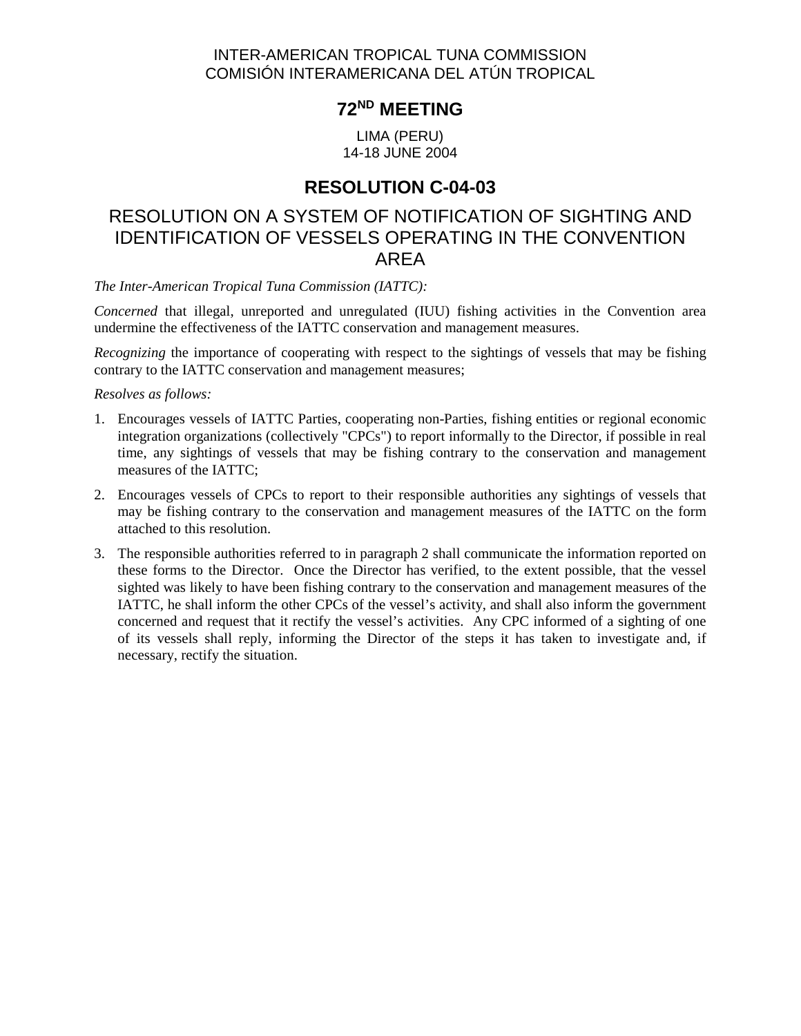INTER-AMERICAN TROPICAL TUNA COMMISSION
COMISIÓN INTERAMERICANA DEL ATÚN TROPICAL

# 72ND MEETING

LIMA (PERU)
14-18 JUNE 2004

# RESOLUTION C-04-03

## RESOLUTION ON A SYSTEM OF NOTIFICATION OF SIGHTING AND IDENTIFICATION OF VESSELS OPERATING IN THE CONVENTION AREA

*The Inter-American Tropical Tuna Commission (IATTC):*

*Concerned* that illegal, unreported and unregulated (IUU) fishing activities in the Convention area undermine the effectiveness of the IATTC conservation and management measures.

*Recognizing* the importance of cooperating with respect to the sightings of vessels that may be fishing contrary to the IATTC conservation and management measures;

*Resolves as follows:*

1. Encourages vessels of IATTC Parties, cooperating non-Parties, fishing entities or regional economic integration organizations (collectively "CPCs") to report informally to the Director, if possible in real time, any sightings of vessels that may be fishing contrary to the conservation and management measures of the IATTC;
2. Encourages vessels of CPCs to report to their responsible authorities any sightings of vessels that may be fishing contrary to the conservation and management measures of the IATTC on the form attached to this resolution.
3. The responsible authorities referred to in paragraph 2 shall communicate the information reported on these forms to the Director. Once the Director has verified, to the extent possible, that the vessel sighted was likely to have been fishing contrary to the conservation and management measures of the IATTC, he shall inform the other CPCs of the vessel's activity, and shall also inform the government concerned and request that it rectify the vessel's activities. Any CPC informed of a sighting of one of its vessels shall reply, informing the Director of the steps it has taken to investigate and, if necessary, rectify the situation.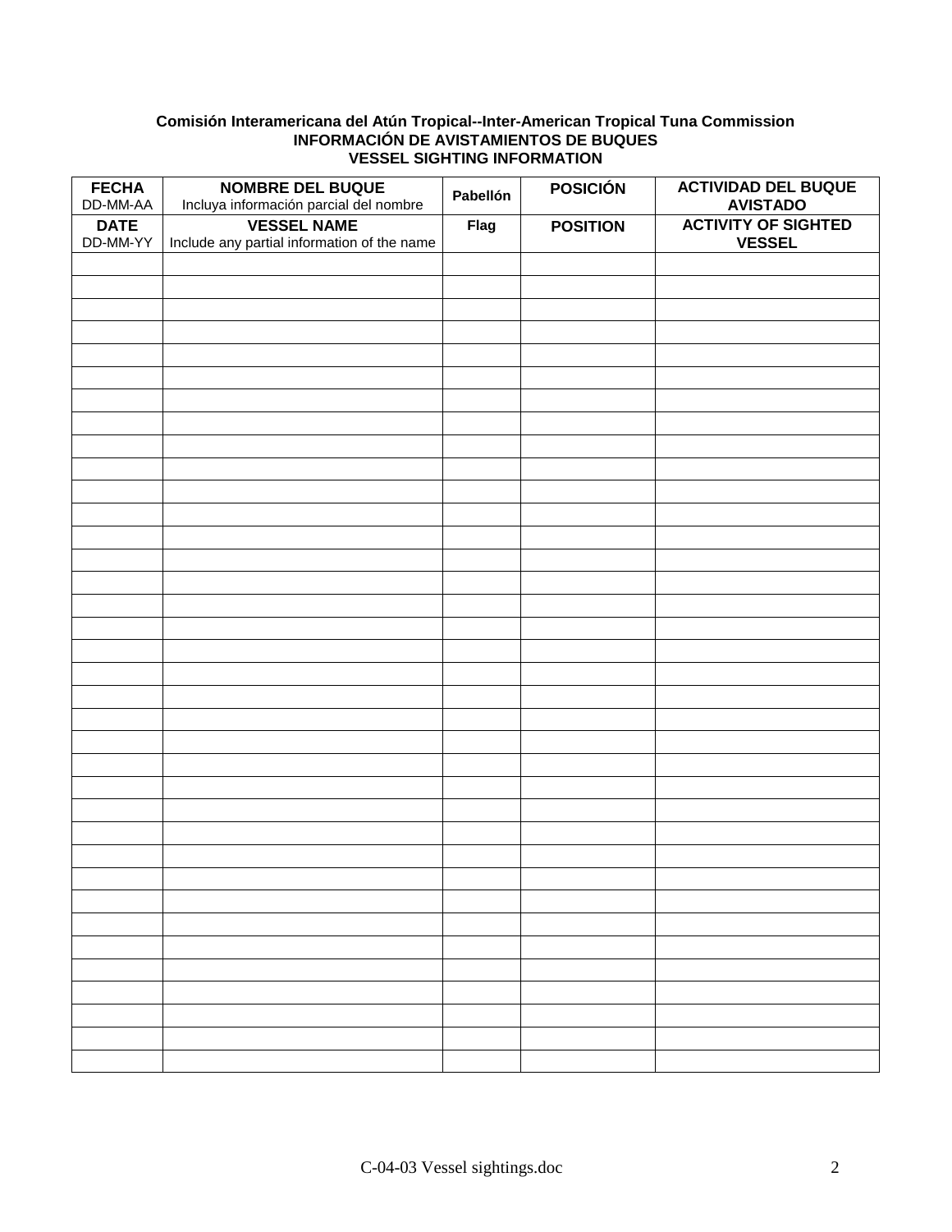**Comisión Interamericana del Atún Tropical--Inter-American Tropical Tuna Commission**
**INFORMACIÓN DE AVISTAMIENTOS DE BUQUES**
**VESSEL SIGHTING INFORMATION**

| **FECHA** DD-MM-AA | **NOMBRE DEL BUQUE** Incluya información parcial del nombre | **Pabellón** | **POSICIÓN** | **ACTIVIDAD DEL BUQUE AVISTADO** |
|---|---|---|---|---|
| **DATE** DD-MM-YY | **VESSEL NAME** Include any partial information of the name | **Flag** | **POSITION** | **ACTIVITY OF SIGHTED VESSEL** |
| | | | | |
| | | | | |
| | | | | |
| | | | | |
| | | | | |
| | | | | |
| | | | | |
| | | | | |
| | | | | |
| | | | | |
| | | | | |
| | | | | |
| | | | | |
| | | | | |
| | | | | |
| | | | | |
| | | | | |
| | | | | |
| | | | | |
| | | | | |
| | | | | |
| | | | | |
| | | | | |
| | | | | |
| | | | | |
| | | | | |
| | | | | |
| | | | | |
| | | | | |
| | | | | |
| | | | | |
| | | | | |
| | | | | |
| | | | | |
| | | | | |
| | | | | |
| | | | | |

C-04-03 Vessel sightings.doc